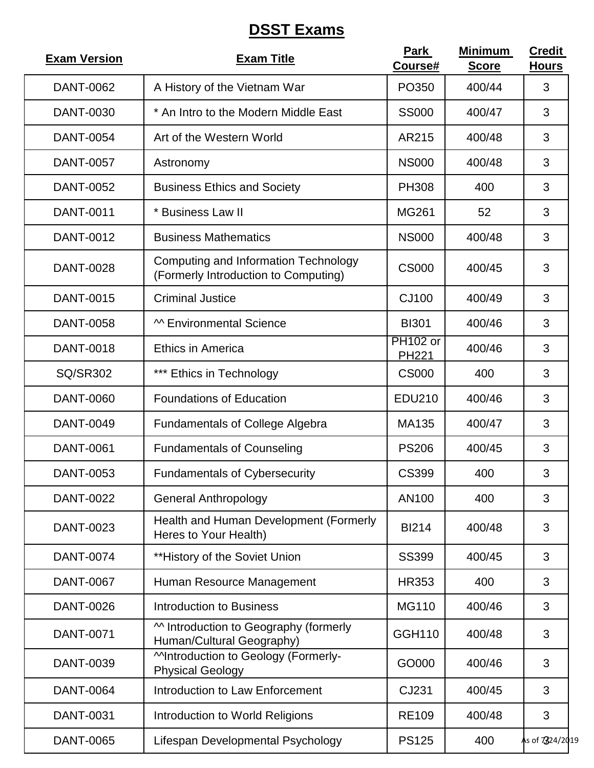# DSST Exams

| Exam Version | Exam Title | Park Course# | Minimum Score | Credit Hours |
|---|---|---|---|---|
| DANT-0062 | A History of the Vietnam War | PO350 | 400/44 | 3 |
| DANT-0030 | * An Intro to the Modern Middle East | SS000 | 400/47 | 3 |
| DANT-0054 | Art of the Western World | AR215 | 400/48 | 3 |
| DANT-0057 | Astronomy | NS000 | 400/48 | 3 |
| DANT-0052 | Business Ethics and Society | PH308 | 400 | 3 |
| DANT-0011 | * Business Law II | MG261 | 52 | 3 |
| DANT-0012 | Business Mathematics | NS000 | 400/48 | 3 |
| DANT-0028 | Computing and Information Technology (Formerly Introduction to Computing) | CS000 | 400/45 | 3 |
| DANT-0015 | Criminal Justice | CJ100 | 400/49 | 3 |
| DANT-0058 | ^^ Environmental Science | BI301 | 400/46 | 3 |
| DANT-0018 | Ethics in America | PH102 or PH221 | 400/46 | 3 |
| SQ/SR302 | *** Ethics in Technology | CS000 | 400 | 3 |
| DANT-0060 | Foundations of Education | EDU210 | 400/46 | 3 |
| DANT-0049 | Fundamentals of College Algebra | MA135 | 400/47 | 3 |
| DANT-0061 | Fundamentals of Counseling | PS206 | 400/45 | 3 |
| DANT-0053 | Fundamentals of Cybersecurity | CS399 | 400 | 3 |
| DANT-0022 | General Anthropology | AN100 | 400 | 3 |
| DANT-0023 | Health and Human Development (Formerly Heres to Your Health) | BI214 | 400/48 | 3 |
| DANT-0074 | **History of the Soviet Union | SS399 | 400/45 | 3 |
| DANT-0067 | Human Resource Management | HR353 | 400 | 3 |
| DANT-0026 | Introduction to Business | MG110 | 400/46 | 3 |
| DANT-0071 | ^^ Introduction to Geography (formerly Human/Cultural Geography) | GGH110 | 400/48 | 3 |
| DANT-0039 | ^^Introduction to Geology (Formerly-Physical Geology | GO000 | 400/46 | 3 |
| DANT-0064 | Introduction to Law Enforcement | CJ231 | 400/45 | 3 |
| DANT-0031 | Introduction to World Religions | RE109 | 400/48 | 3 |
| DANT-0065 | Lifespan Developmental Psychology | PS125 | 400 | 3 |

As of 7/24/2019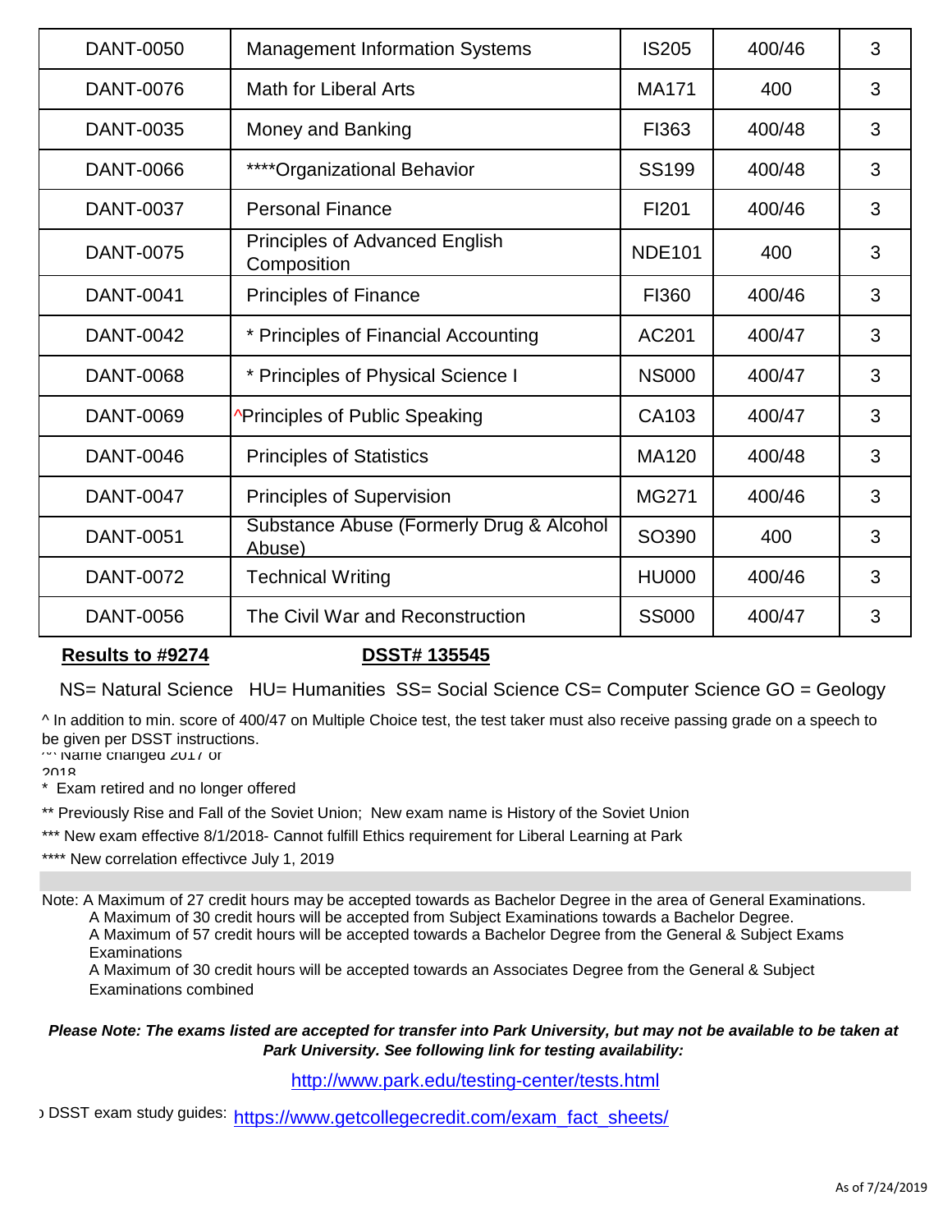| | | | | |
|---|---|---|---|---|
| DANT-0050 | Management Information Systems | IS205 | 400/46 | 3 |
| DANT-0076 | Math for Liberal Arts | MA171 | 400 | 3 |
| DANT-0035 | Money and Banking | FI363 | 400/48 | 3 |
| DANT-0066 | ****Organizational Behavior | SS199 | 400/48 | 3 |
| DANT-0037 | Personal Finance | FI201 | 400/46 | 3 |
| DANT-0075 | Principles of Advanced English Composition | NDE101 | 400 | 3 |
| DANT-0041 | Principles of Finance | FI360 | 400/46 | 3 |
| DANT-0042 | * Principles of Financial Accounting | AC201 | 400/47 | 3 |
| DANT-0068 | * Principles of Physical Science I | NS000 | 400/47 | 3 |
| DANT-0069 | ^Principles of Public Speaking | CA103 | 400/47 | 3 |
| DANT-0046 | Principles of Statistics | MA120 | 400/48 | 3 |
| DANT-0047 | Principles of Supervision | MG271 | 400/46 | 3 |
| DANT-0051 | Substance Abuse (Formerly Drug & Alcohol Abuse) | SO390 | 400 | 3 |
| DANT-0072 | Technical Writing | HU000 | 400/46 | 3 |
| DANT-0056 | The Civil War and Reconstruction | SS000 | 400/47 | 3 |

**Results to #9274** **DSST# 135545**

NS= Natural Science HU= Humanities SS= Social Science CS= Computer Science GO = Geology

^ In addition to min. score of 400/47 on Multiple Choice test, the test taker must also receive passing grade on a speech to be given per DSST instructions.

^^ Name changed 2017 or 2018

* Exam retired and no longer offered

** Previously Rise and Fall of the Soviet Union; New exam name is History of the Soviet Union

*** New exam effective 8/1/2018- Cannot fulfill Ethics requirement for Liberal Learning at Park

**** New correlation effectivce July 1, 2019

Note: A Maximum of 27 credit hours may be accepted towards as Bachelor Degree in the area of General Examinations.
A Maximum of 30 credit hours will be accepted from Subject Examinations towards a Bachelor Degree.
A Maximum of 57 credit hours will be accepted towards a Bachelor Degree from the General & Subject Exams Examinations
A Maximum of 30 credit hours will be accepted towards an Associates Degree from the General & Subject Examinations combined

***Please Note: The exams listed are accepted for transfer into Park University, but may not be available to be taken at Park University. See following link for testing availability:***

http://www.park.edu/testing-center/tests.html

DSST exam study guides: https://www.getcollegecredit.com/exam_fact_sheets/

As of 7/24/2019